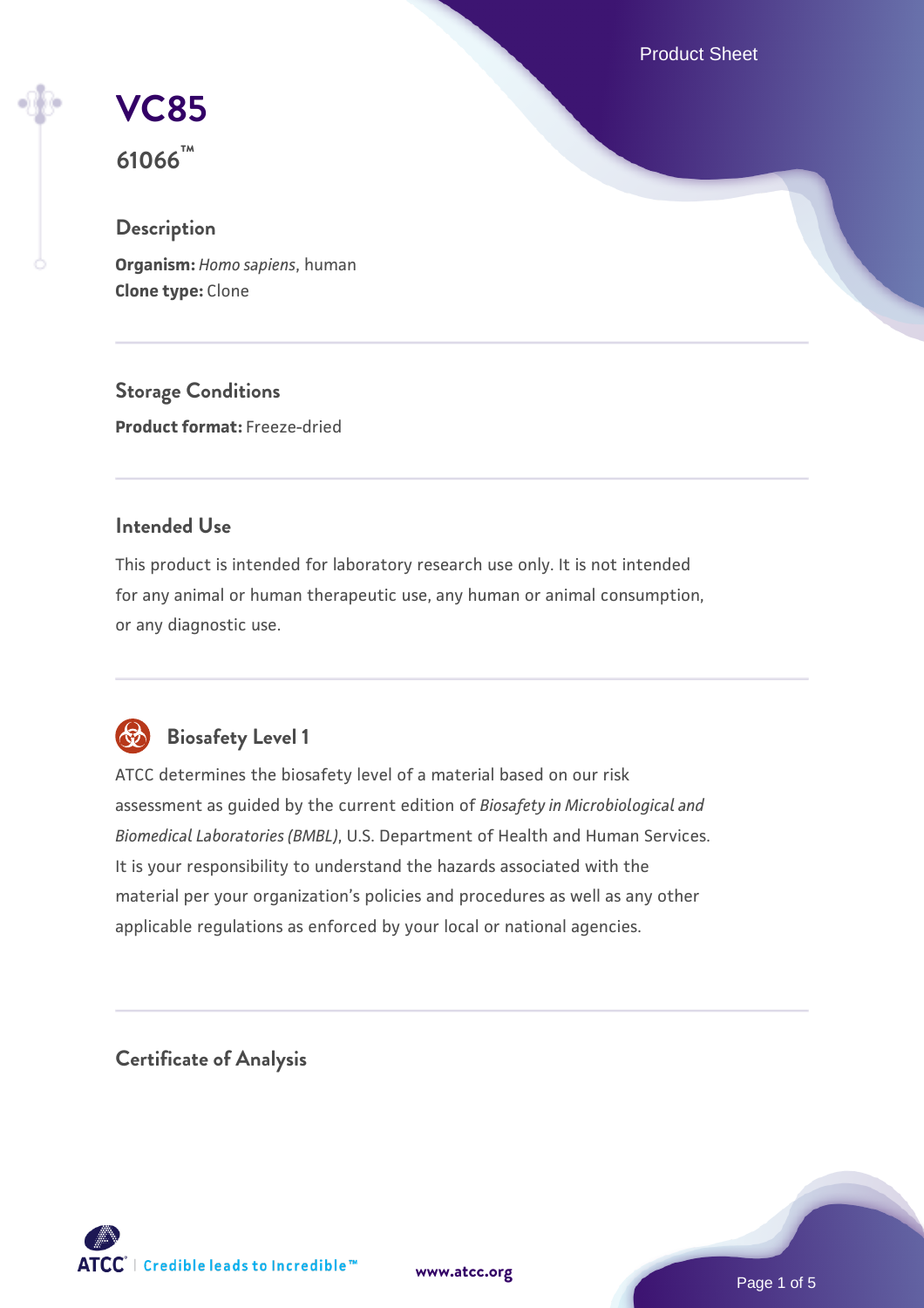# VC85

**61066™**

## Description

**Organism:** *Homo sapiens*, human
**Clone type:** Clone

## Storage Conditions

**Product format:** Freeze-dried

## Intended Use

This product is intended for laboratory research use only. It is not intended for any animal or human therapeutic use, any human or animal consumption, or any diagnostic use.

## Biosafety Level 1

ATCC determines the biosafety level of a material based on our risk assessment as guided by the current edition of *Biosafety in Microbiological and Biomedical Laboratories (BMBL)*, U.S. Department of Health and Human Services. It is your responsibility to understand the hazards associated with the material per your organization's policies and procedures as well as any other applicable regulations as enforced by your local or national agencies.

## Certificate of Analysis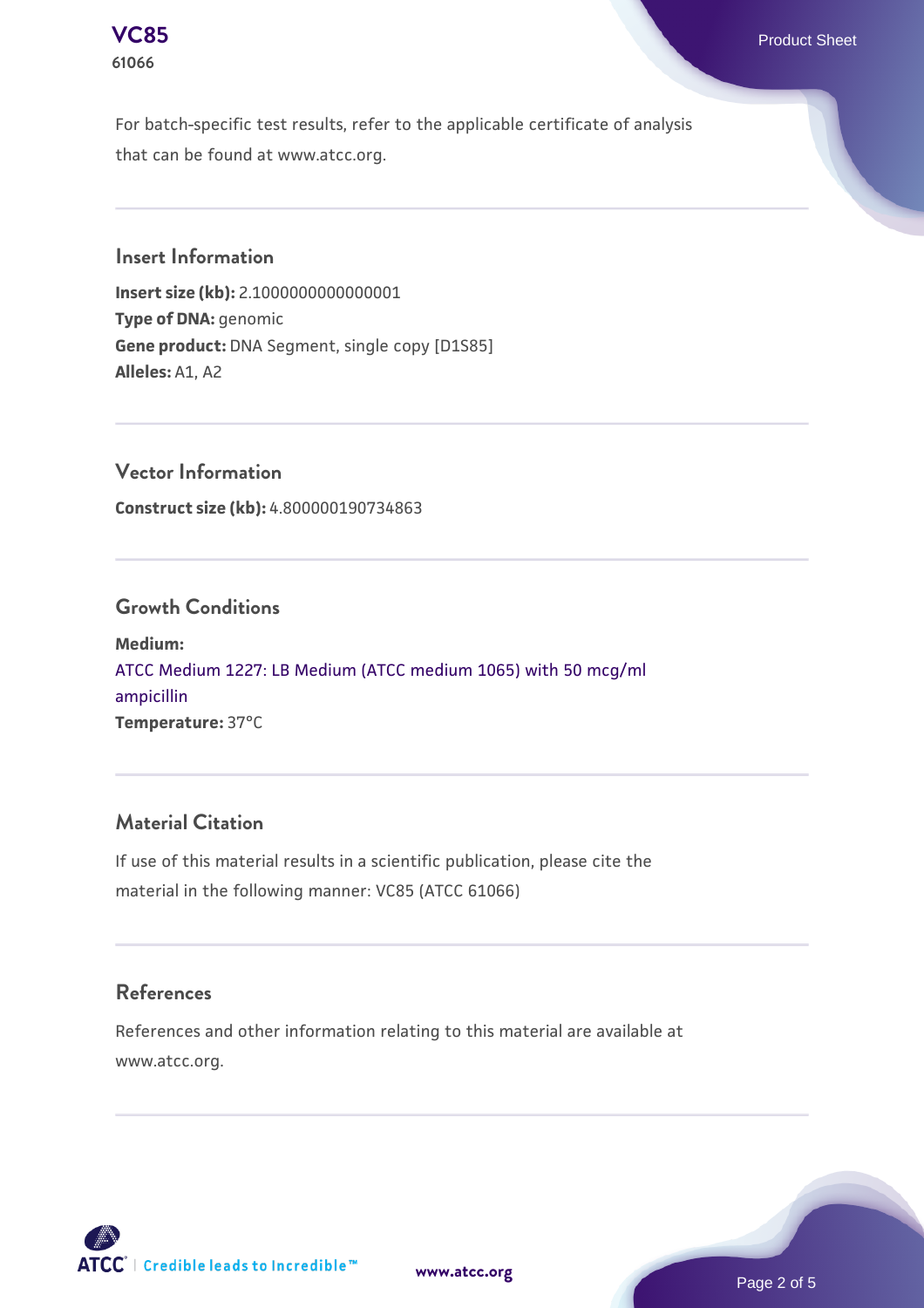For batch-specific test results, refer to the applicable certificate of analysis that can be found at www.atcc.org.

## Insert Information

**Insert size (kb):** 2.1000000000000001
**Type of DNA:** genomic
**Gene product:** DNA Segment, single copy [D1S85]
**Alleles:** A1, A2

## Vector Information

**Construct size (kb):** 4.800000190734863

## Growth Conditions

**Medium:**
ATCC Medium 1227: LB Medium (ATCC medium 1065) with 50 mcg/ml ampicillin
**Temperature:** 37°C

## Material Citation

If use of this material results in a scientific publication, please cite the material in the following manner: VC85 (ATCC 61066)

## References

References and other information relating to this material are available at www.atcc.org.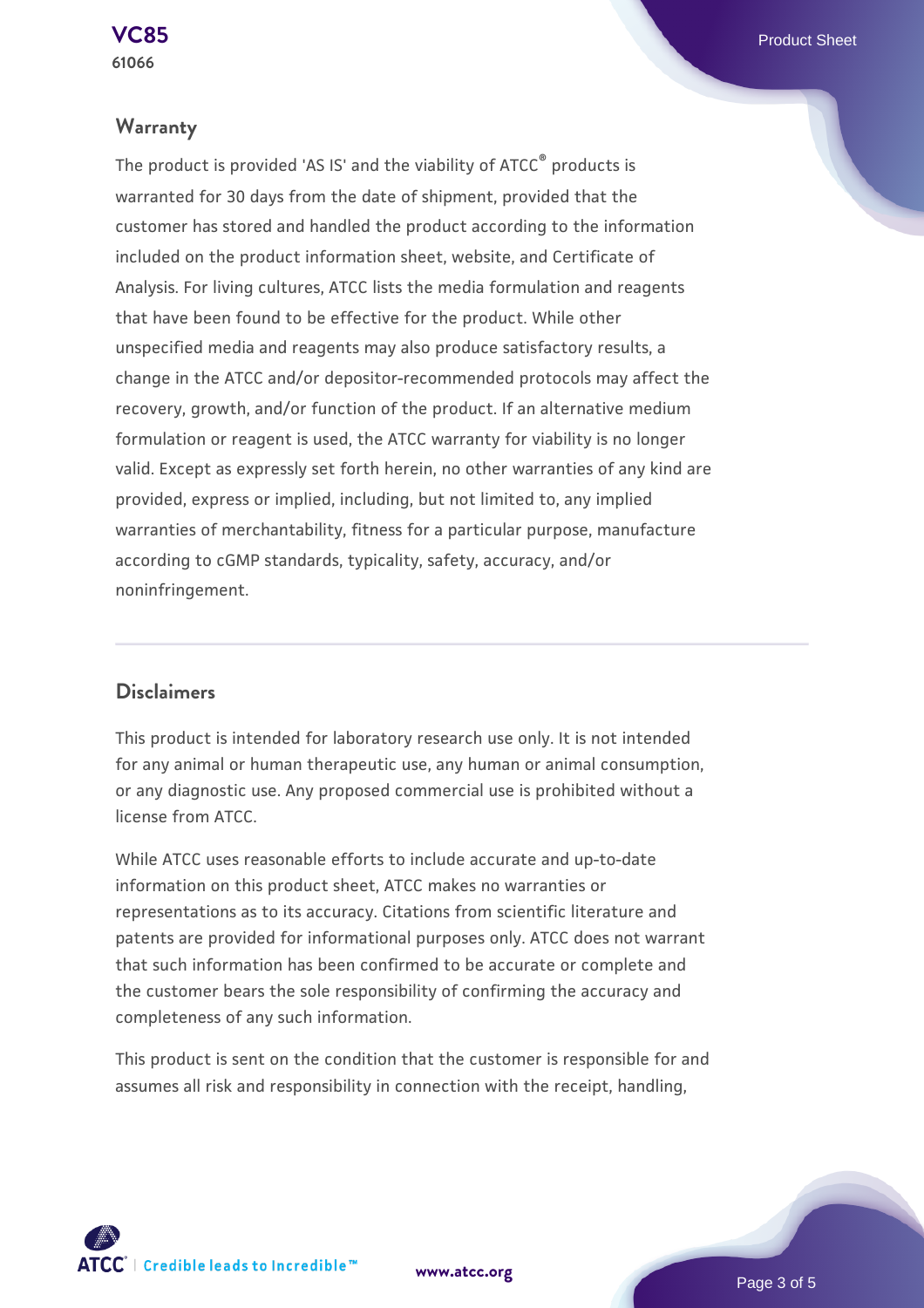## Warranty

The product is provided 'AS IS' and the viability of ATCC® products is warranted for 30 days from the date of shipment, provided that the customer has stored and handled the product according to the information included on the product information sheet, website, and Certificate of Analysis. For living cultures, ATCC lists the media formulation and reagents that have been found to be effective for the product. While other unspecified media and reagents may also produce satisfactory results, a change in the ATCC and/or depositor-recommended protocols may affect the recovery, growth, and/or function of the product. If an alternative medium formulation or reagent is used, the ATCC warranty for viability is no longer valid. Except as expressly set forth herein, no other warranties of any kind are provided, express or implied, including, but not limited to, any implied warranties of merchantability, fitness for a particular purpose, manufacture according to cGMP standards, typicality, safety, accuracy, and/or noninfringement.

## Disclaimers

This product is intended for laboratory research use only. It is not intended for any animal or human therapeutic use, any human or animal consumption, or any diagnostic use. Any proposed commercial use is prohibited without a license from ATCC.

While ATCC uses reasonable efforts to include accurate and up-to-date information on this product sheet, ATCC makes no warranties or representations as to its accuracy. Citations from scientific literature and patents are provided for informational purposes only. ATCC does not warrant that such information has been confirmed to be accurate or complete and the customer bears the sole responsibility of confirming the accuracy and completeness of any such information.

This product is sent on the condition that the customer is responsible for and assumes all risk and responsibility in connection with the receipt, handling,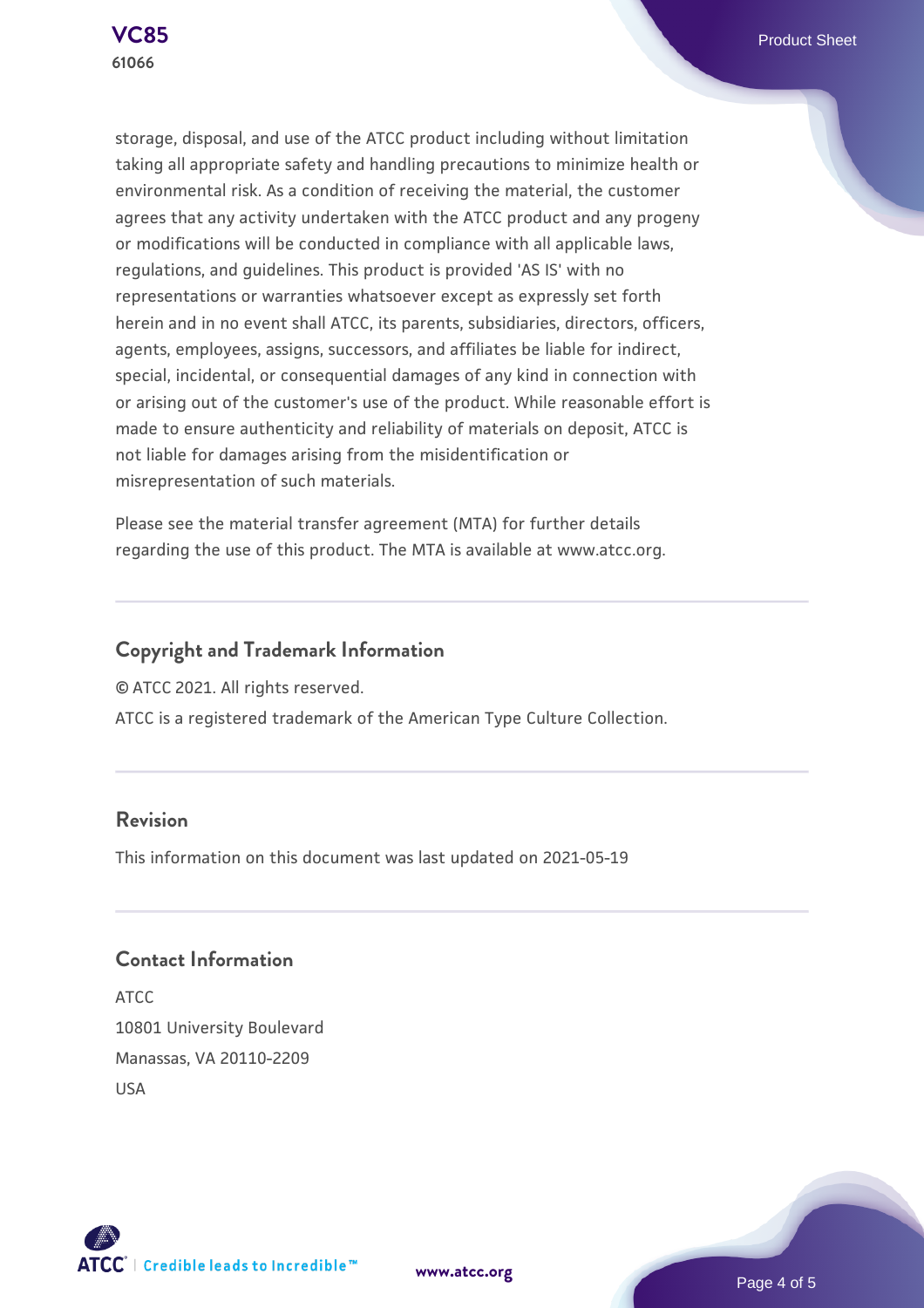storage, disposal, and use of the ATCC product including without limitation taking all appropriate safety and handling precautions to minimize health or environmental risk. As a condition of receiving the material, the customer agrees that any activity undertaken with the ATCC product and any progeny or modifications will be conducted in compliance with all applicable laws, regulations, and guidelines. This product is provided 'AS IS' with no representations or warranties whatsoever except as expressly set forth herein and in no event shall ATCC, its parents, subsidiaries, directors, officers, agents, employees, assigns, successors, and affiliates be liable for indirect, special, incidental, or consequential damages of any kind in connection with or arising out of the customer's use of the product. While reasonable effort is made to ensure authenticity and reliability of materials on deposit, ATCC is not liable for damages arising from the misidentification or misrepresentation of such materials.

Please see the material transfer agreement (MTA) for further details regarding the use of this product. The MTA is available at www.atcc.org.

## Copyright and Trademark Information

© ATCC 2021. All rights reserved.

ATCC is a registered trademark of the American Type Culture Collection.

## Revision

This information on this document was last updated on 2021-05-19

## Contact Information

ATCC
10801 University Boulevard
Manassas, VA 20110-2209
USA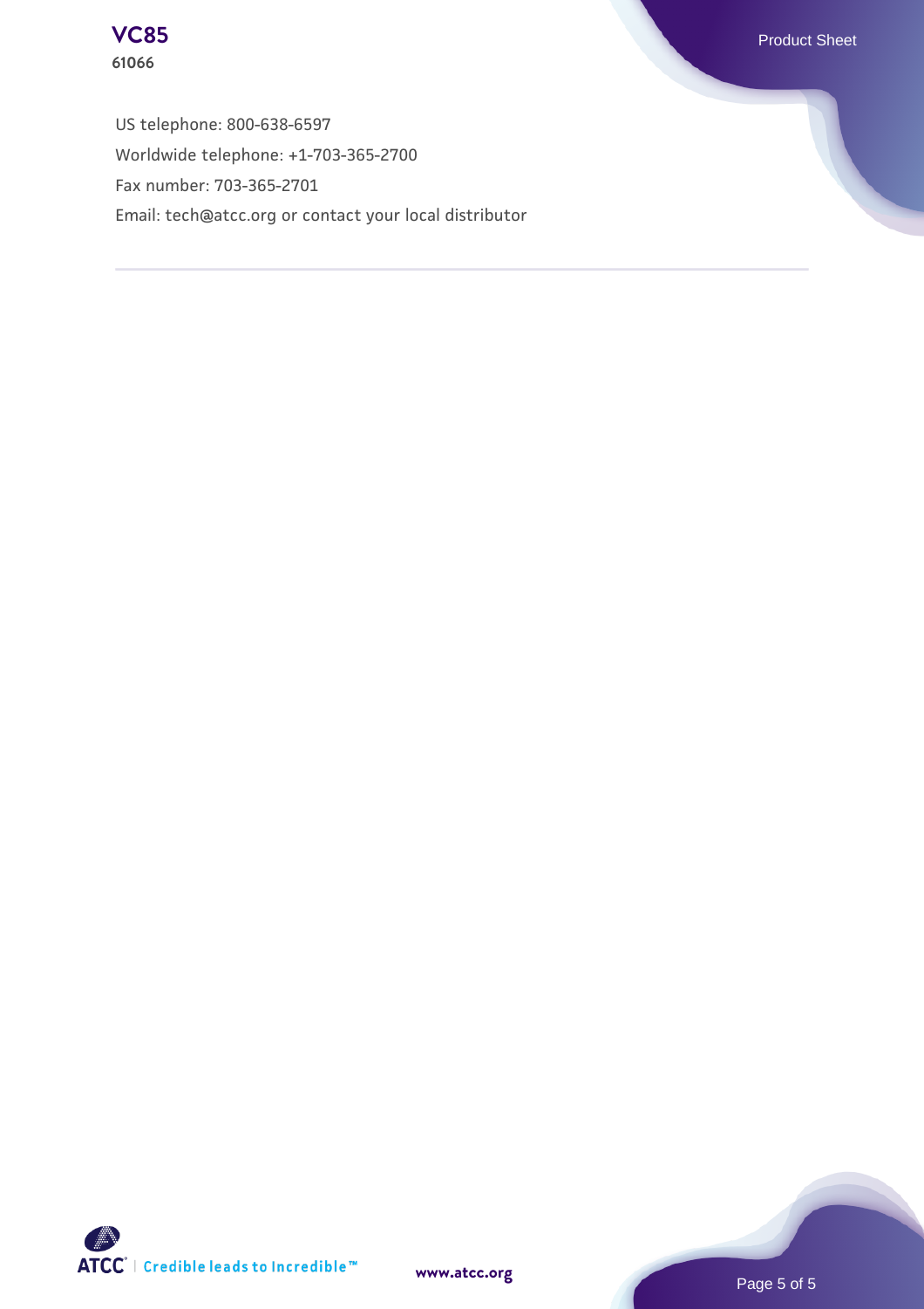US telephone: 800-638-6597

Worldwide telephone: +1-703-365-2700

Fax number: 703-365-2701

Email: tech@atcc.org or contact your local distributor